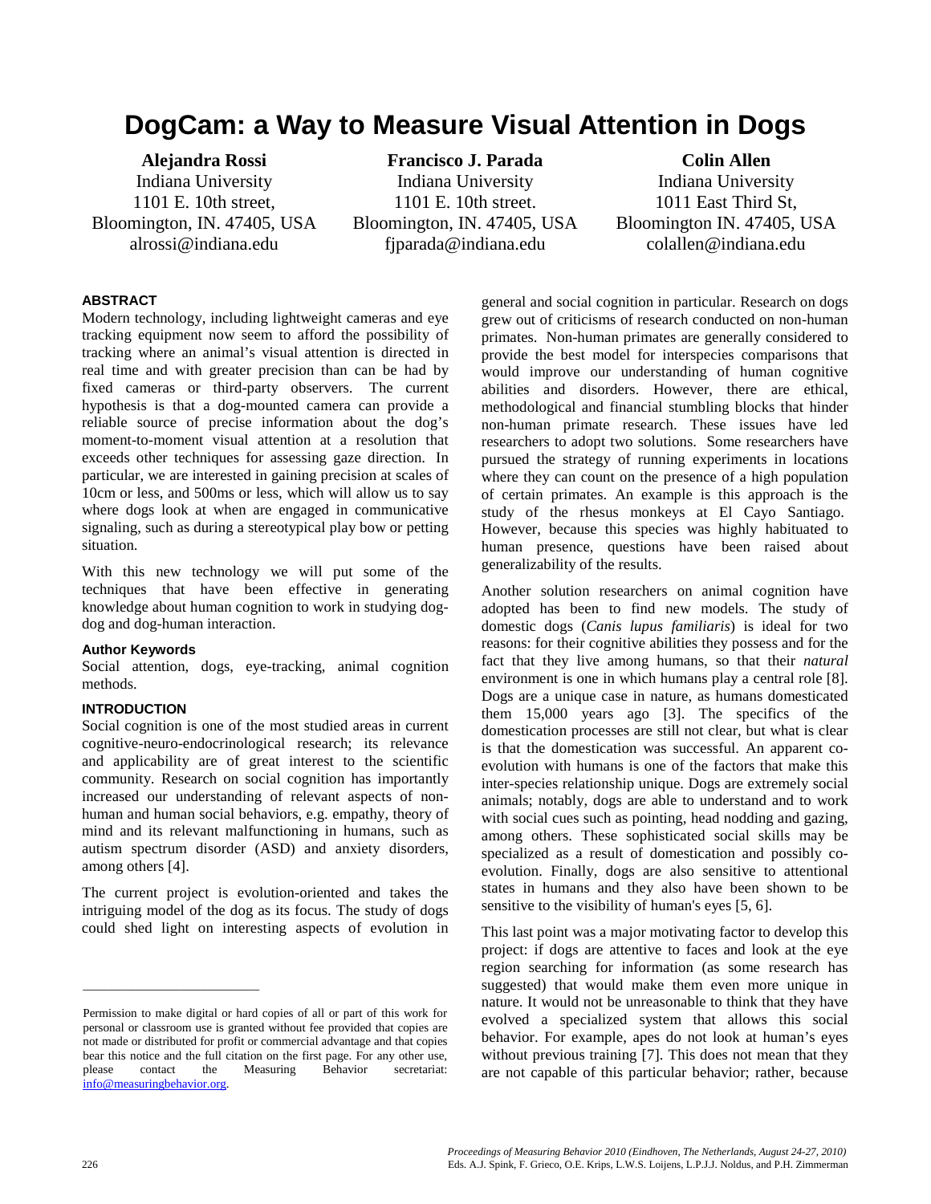# DogCam: a Way to Measure Visual Attention in Dogs

**Alejandra Rossi**
Indiana University
1101 E. 10th street,
Bloomington, IN. 47405, USA
alrossi@indiana.edu

**Francisco J. Parada**
Indiana University
1101 E. 10th street.
Bloomington, IN. 47405, USA
fjparada@indiana.edu

**Colin Allen**
Indiana University
1011 East Third St,
Bloomington IN. 47405, USA
colallen@indiana.edu

## ABSTRACT

Modern technology, including lightweight cameras and eye tracking equipment now seem to afford the possibility of tracking where an animal's visual attention is directed in real time and with greater precision than can be had by fixed cameras or third-party observers. The current hypothesis is that a dog-mounted camera can provide a reliable source of precise information about the dog's moment-to-moment visual attention at a resolution that exceeds other techniques for assessing gaze direction. In particular, we are interested in gaining precision at scales of 10cm or less, and 500ms or less, which will allow us to say where dogs look at when are engaged in communicative signaling, such as during a stereotypical play bow or petting situation.

With this new technology we will put some of the techniques that have been effective in generating knowledge about human cognition to work in studying dog-dog and dog-human interaction.

### Author Keywords

Social attention, dogs, eye-tracking, animal cognition methods.

## INTRODUCTION

Social cognition is one of the most studied areas in current cognitive-neuro-endocrinological research; its relevance and applicability are of great interest to the scientific community. Research on social cognition has importantly increased our understanding of relevant aspects of non-human and human social behaviors, e.g. empathy, theory of mind and its relevant malfunctioning in humans, such as autism spectrum disorder (ASD) and anxiety disorders, among others [4].

The current project is evolution-oriented and takes the intriguing model of the dog as its focus. The study of dogs could shed light on interesting aspects of evolution in general and social cognition in particular. Research on dogs grew out of criticisms of research conducted on non-human primates. Non-human primates are generally considered to provide the best model for interspecies comparisons that would improve our understanding of human cognitive abilities and disorders. However, there are ethical, methodological and financial stumbling blocks that hinder non-human primate research. These issues have led researchers to adopt two solutions. Some researchers have pursued the strategy of running experiments in locations where they can count on the presence of a high population of certain primates. An example is this approach is the study of the rhesus monkeys at El Cayo Santiago. However, because this species was highly habituated to human presence, questions have been raised about generalizability of the results.

Another solution researchers on animal cognition have adopted has been to find new models. The study of domestic dogs (*Canis lupus familiaris*) is ideal for two reasons: for their cognitive abilities they possess and for the fact that they live among humans, so that their *natural* environment is one in which humans play a central role [8]. Dogs are a unique case in nature, as humans domesticated them 15,000 years ago [3]. The specifics of the domestication processes are still not clear, but what is clear is that the domestication was successful. An apparent co-evolution with humans is one of the factors that make this inter-species relationship unique. Dogs are extremely social animals; notably, dogs are able to understand and to work with social cues such as pointing, head nodding and gazing, among others. These sophisticated social skills may be specialized as a result of domestication and possibly co-evolution. Finally, dogs are also sensitive to attentional states in humans and they also have been shown to be sensitive to the visibility of human's eyes [5, 6].

This last point was a major motivating factor to develop this project: if dogs are attentive to faces and look at the eye region searching for information (as some research has suggested) that would make them even more unique in nature. It would not be unreasonable to think that they have evolved a specialized system that allows this social behavior. For example, apes do not look at human's eyes without previous training [7]. This does not mean that they are not capable of this particular behavior; rather, because

---

Permission to make digital or hard copies of all or part of this work for personal or classroom use is granted without fee provided that copies are not made or distributed for profit or commercial advantage and that copies bear this notice and the full citation on the first page. For any other use, please contact the Measuring Behavior secretariat: info@measuringbehavior.org.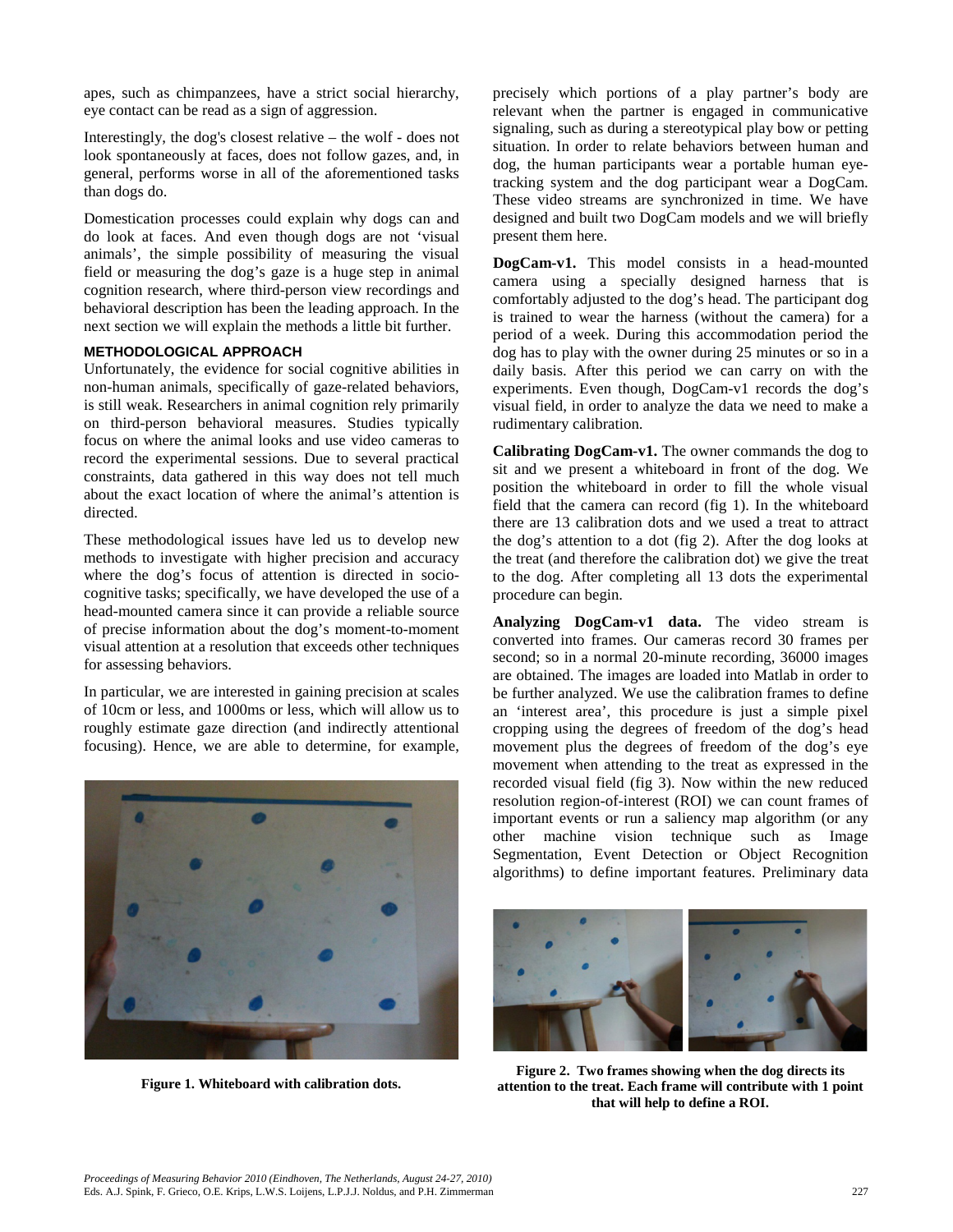apes, such as chimpanzees, have a strict social hierarchy, eye contact can be read as a sign of aggression.

Interestingly, the dog's closest relative – the wolf - does not look spontaneously at faces, does not follow gazes, and, in general, performs worse in all of the aforementioned tasks than dogs do.

Domestication processes could explain why dogs can and do look at faces. And even though dogs are not 'visual animals', the simple possibility of measuring the visual field or measuring the dog's gaze is a huge step in animal cognition research, where third-person view recordings and behavioral description has been the leading approach. In the next section we will explain the methods a little bit further.

## METHODOLOGICAL APPROACH

Unfortunately, the evidence for social cognitive abilities in non-human animals, specifically of gaze-related behaviors, is still weak. Researchers in animal cognition rely primarily on third-person behavioral measures. Studies typically focus on where the animal looks and use video cameras to record the experimental sessions. Due to several practical constraints, data gathered in this way does not tell much about the exact location of where the animal's attention is directed.

These methodological issues have led us to develop new methods to investigate with higher precision and accuracy where the dog's focus of attention is directed in socio-cognitive tasks; specifically, we have developed the use of a head-mounted camera since it can provide a reliable source of precise information about the dog's moment-to-moment visual attention at a resolution that exceeds other techniques for assessing behaviors.

In particular, we are interested in gaining precision at scales of 10cm or less, and 1000ms or less, which will allow us to roughly estimate gaze direction (and indirectly attentional focusing). Hence, we are able to determine, for example, precisely which portions of a play partner's body are relevant when the partner is engaged in communicative signaling, such as during a stereotypical play bow or petting situation. In order to relate behaviors between human and dog, the human participants wear a portable human eye-tracking system and the dog participant wear a DogCam. These video streams are synchronized in time. We have designed and built two DogCam models and we will briefly present them here.

**Figure 1. Whiteboard with calibration dots.**

**DogCam-v1.** This model consists in a head-mounted camera using a specially designed harness that is comfortably adjusted to the dog's head. The participant dog is trained to wear the harness (without the camera) for a period of a week. During this accommodation period the dog has to play with the owner during 25 minutes or so in a daily basis. After this period we can carry on with the experiments. Even though, DogCam-v1 records the dog's visual field, in order to analyze the data we need to make a rudimentary calibration.

**Calibrating DogCam-v1.** The owner commands the dog to sit and we present a whiteboard in front of the dog. We position the whiteboard in order to fill the whole visual field that the camera can record (fig 1). In the whiteboard there are 13 calibration dots and we used a treat to attract the dog's attention to a dot (fig 2). After the dog looks at the treat (and therefore the calibration dot) we give the treat to the dog. After completing all 13 dots the experimental procedure can begin.

**Analyzing DogCam-v1 data.** The video stream is converted into frames. Our cameras record 30 frames per second; so in a normal 20-minute recording, 36000 images are obtained. The images are loaded into Matlab in order to be further analyzed. We use the calibration frames to define an 'interest area', this procedure is just a simple pixel cropping using the degrees of freedom of the dog's head movement plus the degrees of freedom of the dog's eye movement when attending to the treat as expressed in the recorded visual field (fig 3). Now within the new reduced resolution region-of-interest (ROI) we can count frames of important events or run a saliency map algorithm (or any other machine vision technique such as Image Segmentation, Event Detection or Object Recognition algorithms) to define important features. Preliminary data

**Figure 2. Two frames showing when the dog directs its attention to the treat. Each frame will contribute with 1 point that will help to define a ROI.**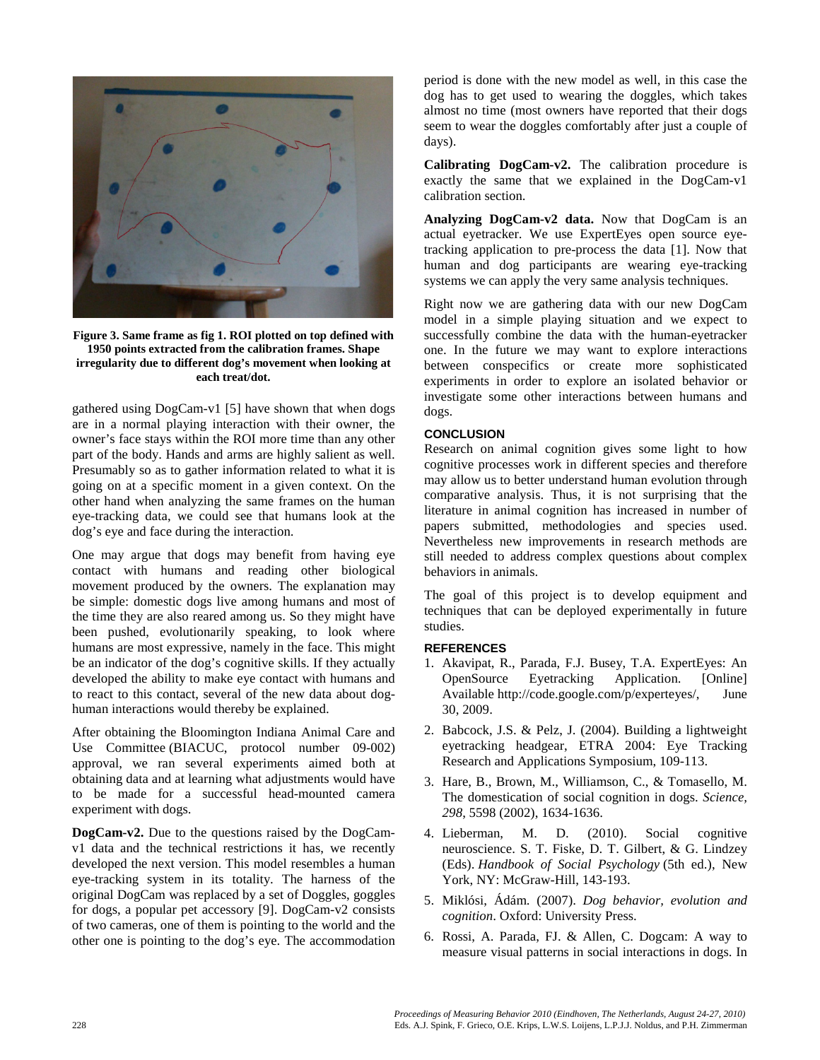**Figure 3. Same frame as fig 1. ROI plotted on top defined with 1950 points extracted from the calibration frames. Shape irregularity due to different dog's movement when looking at each treat/dot.**

gathered using DogCam-v1 [5] have shown that when dogs are in a normal playing interaction with their owner, the owner's face stays within the ROI more time than any other part of the body. Hands and arms are highly salient as well. Presumably so as to gather information related to what it is going on at a specific moment in a given context. On the other hand when analyzing the same frames on the human eye-tracking data, we could see that humans look at the dog's eye and face during the interaction.

One may argue that dogs may benefit from having eye contact with humans and reading other biological movement produced by the owners. The explanation may be simple: domestic dogs live among humans and most of the time they are also reared among us. So they might have been pushed, evolutionarily speaking, to look where humans are most expressive, namely in the face. This might be an indicator of the dog's cognitive skills. If they actually developed the ability to make eye contact with humans and to react to this contact, several of the new data about dog-human interactions would thereby be explained.

After obtaining the Bloomington Indiana Animal Care and Use Committee (BIACUC, protocol number 09-002) approval, we ran several experiments aimed both at obtaining data and at learning what adjustments would have to be made for a successful head-mounted camera experiment with dogs.

**DogCam-v2.** Due to the questions raised by the DogCam-v1 data and the technical restrictions it has, we recently developed the next version. This model resembles a human eye-tracking system in its totality. The harness of the original DogCam was replaced by a set of Doggles, goggles for dogs, a popular pet accessory [9]. DogCam-v2 consists of two cameras, one of them is pointing to the world and the other one is pointing to the dog's eye. The accommodation period is done with the new model as well, in this case the dog has to get used to wearing the doggles, which takes almost no time (most owners have reported that their dogs seem to wear the doggles comfortably after just a couple of days).

**Calibrating DogCam-v2.** The calibration procedure is exactly the same that we explained in the DogCam-v1 calibration section.

**Analyzing DogCam-v2 data.** Now that DogCam is an actual eyetracker. We use ExpertEyes open source eye-tracking application to pre-process the data [1]. Now that human and dog participants are wearing eye-tracking systems we can apply the very same analysis techniques.

Right now we are gathering data with our new DogCam model in a simple playing situation and we expect to successfully combine the data with the human-eyetracker one. In the future we may want to explore interactions between conspecifics or create more sophisticated experiments in order to explore an isolated behavior or investigate some other interactions between humans and dogs.

## CONCLUSION

Research on animal cognition gives some light to how cognitive processes work in different species and therefore may allow us to better understand human evolution through comparative analysis. Thus, it is not surprising that the literature in animal cognition has increased in number of papers submitted, methodologies and species used. Nevertheless new improvements in research methods are still needed to address complex questions about complex behaviors in animals.

The goal of this project is to develop equipment and techniques that can be deployed experimentally in future studies.

## REFERENCES

1. Akavipat, R., Parada, F.J. Busey, T.A. ExpertEyes: An OpenSource Eyetracking Application. [Online] Available http://code.google.com/p/experteyes/, June 30, 2009.
2. Babcock, J.S. & Pelz, J. (2004). Building a lightweight eyetracking headgear, ETRA 2004: Eye Tracking Research and Applications Symposium, 109-113.
3. Hare, B., Brown, M., Williamson, C., & Tomasello, M. The domestication of social cognition in dogs. *Science, 298*, 5598 (2002), 1634-1636.
4. Lieberman, M. D. (2010). Social cognitive neuroscience. S. T. Fiske, D. T. Gilbert, & G. Lindzey (Eds). *Handbook of Social Psychology* (5th ed.), New York, NY: McGraw-Hill, 143-193.
5. Miklósi, Ádám. (2007). *Dog behavior, evolution and cognition*. Oxford: University Press.
6. Rossi, A. Parada, FJ. & Allen, C. Dogcam: A way to measure visual patterns in social interactions in dogs. In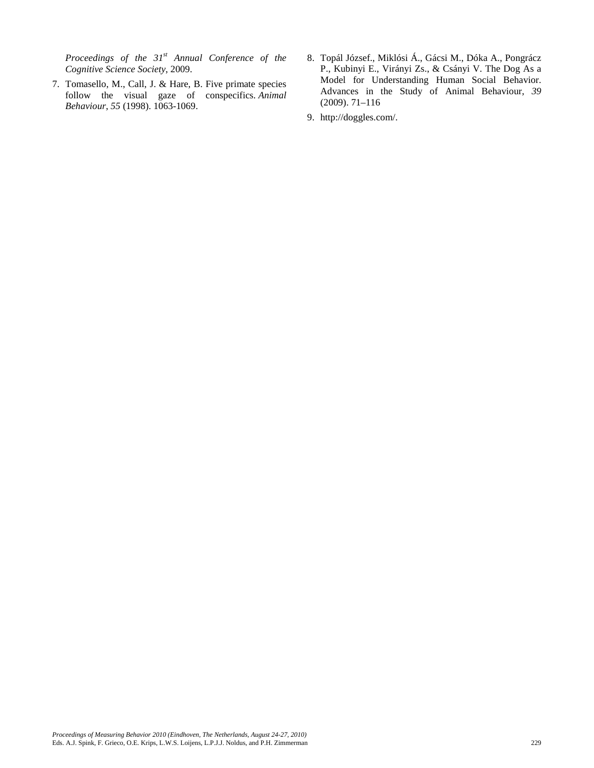*Proceedings of the 31st Annual Conference of the Cognitive Science Society*, 2009.

7. Tomasello, M., Call, J. & Hare, B. Five primate species follow the visual gaze of conspecifics. *Animal Behaviour*, *55* (1998). 1063-1069.

8. Topál József., Miklósi Á., Gácsi M., Dóka A., Pongrácz P., Kubinyi E., Virányi Zs., & Csányi V. The Dog As a Model for Understanding Human Social Behavior. Advances in the Study of Animal Behaviour, *39* (2009). 71–116

9. http://doggles.com/.